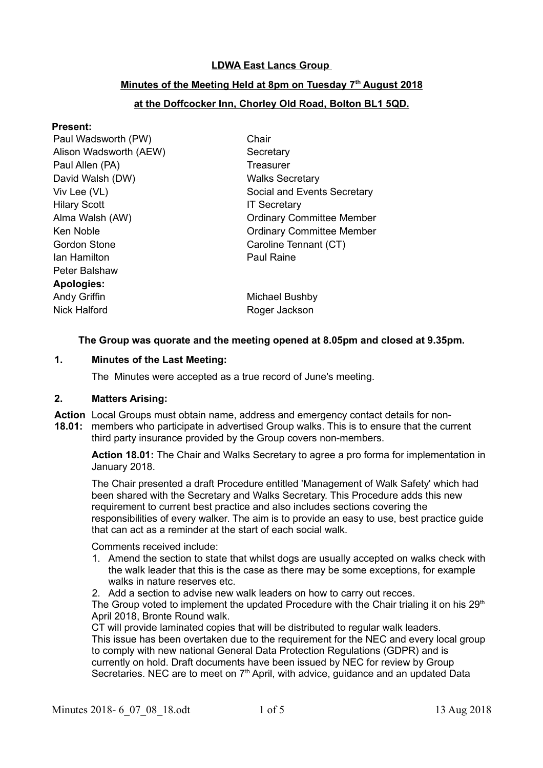**LDWA East Lancs Group**

**Minutes of the Meeting Held at 8pm on Tuesday 7th August 2018**

**at the Doffcocker Inn, Chorley Old Road, Bolton BL1 5QD.**

**Present:**

| | |
|---|---|
| Paul Wadsworth (PW) | Chair |
| Alison Wadsworth (AEW) | Secretary |
| Paul Allen (PA) | Treasurer |
| David Walsh (DW) | Walks Secretary |
| Viv Lee (VL) | Social and Events Secretary |
| Hilary Scott | IT Secretary |
| Alma Walsh (AW) | Ordinary Committee Member |
| Ken Noble | Ordinary Committee Member |
| Gordon Stone | Caroline Tennant (CT) |
| Ian Hamilton | Paul Raine |
| Peter Balshaw | |

**Apologies:**

| | |
|---|---|
| Andy Griffin | Michael Bushby |
| Nick Halford | Roger Jackson |

**The Group was quorate and the meeting opened at 8.05pm and closed at 9.35pm.**

## 1. Minutes of the Last Meeting:

The Minutes were accepted as a true record of June's meeting.

## 2. Matters Arising:

**Action 18.01:** Local Groups must obtain name, address and emergency contact details for non-members who participate in advertised Group walks. This is to ensure that the current third party insurance provided by the Group covers non-members.

**Action 18.01:** The Chair and Walks Secretary to agree a pro forma for implementation in January 2018.

The Chair presented a draft Procedure entitled 'Management of Walk Safety' which had been shared with the Secretary and Walks Secretary. This Procedure adds this new requirement to current best practice and also includes sections covering the responsibilities of every walker. The aim is to provide an easy to use, best practice guide that can act as a reminder at the start of each social walk.

Comments received include:

1. Amend the section to state that whilst dogs are usually accepted on walks check with the walk leader that this is the case as there may be some exceptions, for example walks in nature reserves etc.
2. Add a section to advise new walk leaders on how to carry out recces.

The Group voted to implement the updated Procedure with the Chair trialing it on his 29th April 2018, Bronte Round walk.

CT will provide laminated copies that will be distributed to regular walk leaders.

This issue has been overtaken due to the requirement for the NEC and every local group to comply with new national General Data Protection Regulations (GDPR) and is currently on hold. Draft documents have been issued by NEC for review by Group Secretaries. NEC are to meet on 7th April, with advice, guidance and an updated Data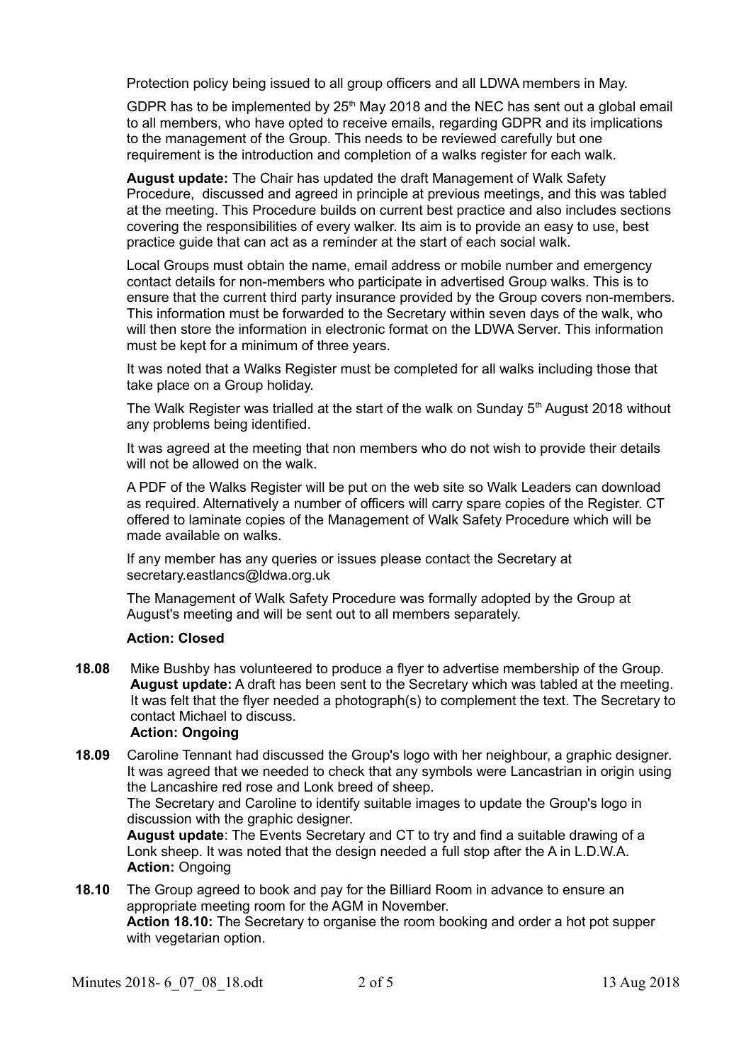Protection policy being issued to all group officers and all LDWA members in May.

GDPR has to be implemented by 25th May 2018 and the NEC has sent out a global email to all members, who have opted to receive emails, regarding GDPR and its implications to the management of the Group. This needs to be reviewed carefully but one requirement is the introduction and completion of a walks register for each walk.

**August update:** The Chair has updated the draft Management of Walk Safety Procedure, discussed and agreed in principle at previous meetings, and this was tabled at the meeting. This Procedure builds on current best practice and also includes sections covering the responsibilities of every walker. Its aim is to provide an easy to use, best practice guide that can act as a reminder at the start of each social walk.

Local Groups must obtain the name, email address or mobile number and emergency contact details for non-members who participate in advertised Group walks. This is to ensure that the current third party insurance provided by the Group covers non-members. This information must be forwarded to the Secretary within seven days of the walk, who will then store the information in electronic format on the LDWA Server. This information must be kept for a minimum of three years.

It was noted that a Walks Register must be completed for all walks including those that take place on a Group holiday.

The Walk Register was trialled at the start of the walk on Sunday 5th August 2018 without any problems being identified.

It was agreed at the meeting that non members who do not wish to provide their details will not be allowed on the walk.

A PDF of the Walks Register will be put on the web site so Walk Leaders can download as required. Alternatively a number of officers will carry spare copies of the Register. CT offered to laminate copies of the Management of Walk Safety Procedure which will be made available on walks.

If any member has any queries or issues please contact the Secretary at secretary.eastlancs@ldwa.org.uk

The Management of Walk Safety Procedure was formally adopted by the Group at August's meeting and will be sent out to all members separately.

**Action: Closed**

**18.08** Mike Bushby has volunteered to produce a flyer to advertise membership of the Group.
**August update:** A draft has been sent to the Secretary which was tabled at the meeting. It was felt that the flyer needed a photograph(s) to complement the text. The Secretary to contact Michael to discuss.
**Action: Ongoing**

**18.09** Caroline Tennant had discussed the Group's logo with her neighbour, a graphic designer. It was agreed that we needed to check that any symbols were Lancastrian in origin using the Lancashire red rose and Lonk breed of sheep.
The Secretary and Caroline to identify suitable images to update the Group's logo in discussion with the graphic designer.
**August update**: The Events Secretary and CT to try and find a suitable drawing of a Lonk sheep. It was noted that the design needed a full stop after the A in L.D.W.A.
**Action:** Ongoing

**18.10** The Group agreed to book and pay for the Billiard Room in advance to ensure an appropriate meeting room for the AGM in November.
**Action 18.10:** The Secretary to organise the room booking and order a hot pot supper with vegetarian option.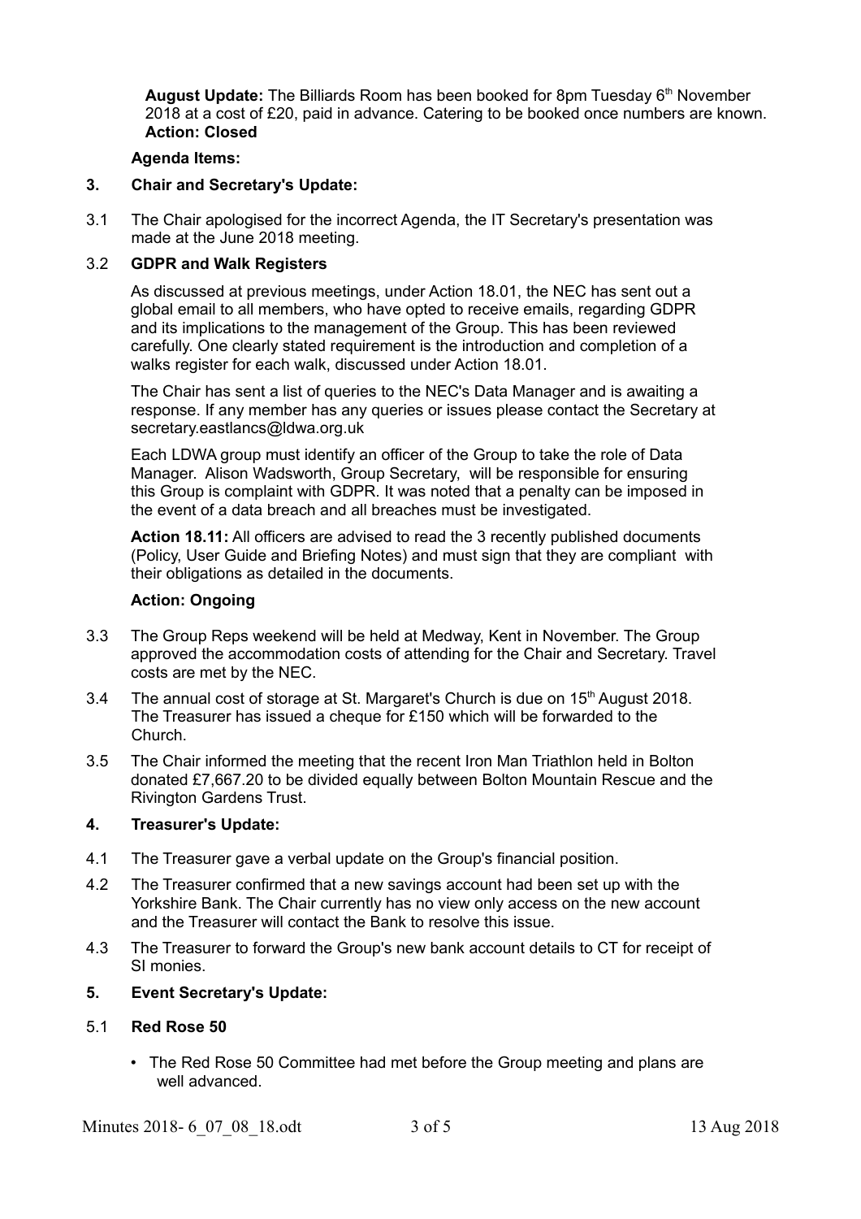**August Update:** The Billiards Room has been booked for 8pm Tuesday 6th November 2018 at a cost of £20, paid in advance. Catering to be booked once numbers are known.
**Action: Closed**

**Agenda Items:**

**3. Chair and Secretary's Update:**

3.1 The Chair apologised for the incorrect Agenda, the IT Secretary's presentation was made at the June 2018 meeting.

3.2 **GDPR and Walk Registers**

As discussed at previous meetings, under Action 18.01, the NEC has sent out a global email to all members, who have opted to receive emails, regarding GDPR and its implications to the management of the Group. This has been reviewed carefully. One clearly stated requirement is the introduction and completion of a walks register for each walk, discussed under Action 18.01.

The Chair has sent a list of queries to the NEC's Data Manager and is awaiting a response. If any member has any queries or issues please contact the Secretary at secretary.eastlancs@ldwa.org.uk

Each LDWA group must identify an officer of the Group to take the role of Data Manager. Alison Wadsworth, Group Secretary, will be responsible for ensuring this Group is complaint with GDPR. It was noted that a penalty can be imposed in the event of a data breach and all breaches must be investigated.

**Action 18.11:** All officers are advised to read the 3 recently published documents (Policy, User Guide and Briefing Notes) and must sign that they are compliant with their obligations as detailed in the documents.

**Action: Ongoing**

3.3 The Group Reps weekend will be held at Medway, Kent in November. The Group approved the accommodation costs of attending for the Chair and Secretary. Travel costs are met by the NEC.

3.4 The annual cost of storage at St. Margaret's Church is due on 15th August 2018. The Treasurer has issued a cheque for £150 which will be forwarded to the Church.

3.5 The Chair informed the meeting that the recent Iron Man Triathlon held in Bolton donated £7,667.20 to be divided equally between Bolton Mountain Rescue and the Rivington Gardens Trust.

**4. Treasurer's Update:**

4.1 The Treasurer gave a verbal update on the Group's financial position.

4.2 The Treasurer confirmed that a new savings account had been set up with the Yorkshire Bank. The Chair currently has no view only access on the new account and the Treasurer will contact the Bank to resolve this issue.

4.3 The Treasurer to forward the Group's new bank account details to CT for receipt of SI monies.

**5. Event Secretary's Update:**

5.1 **Red Rose 50**

- The Red Rose 50 Committee had met before the Group meeting and plans are well advanced.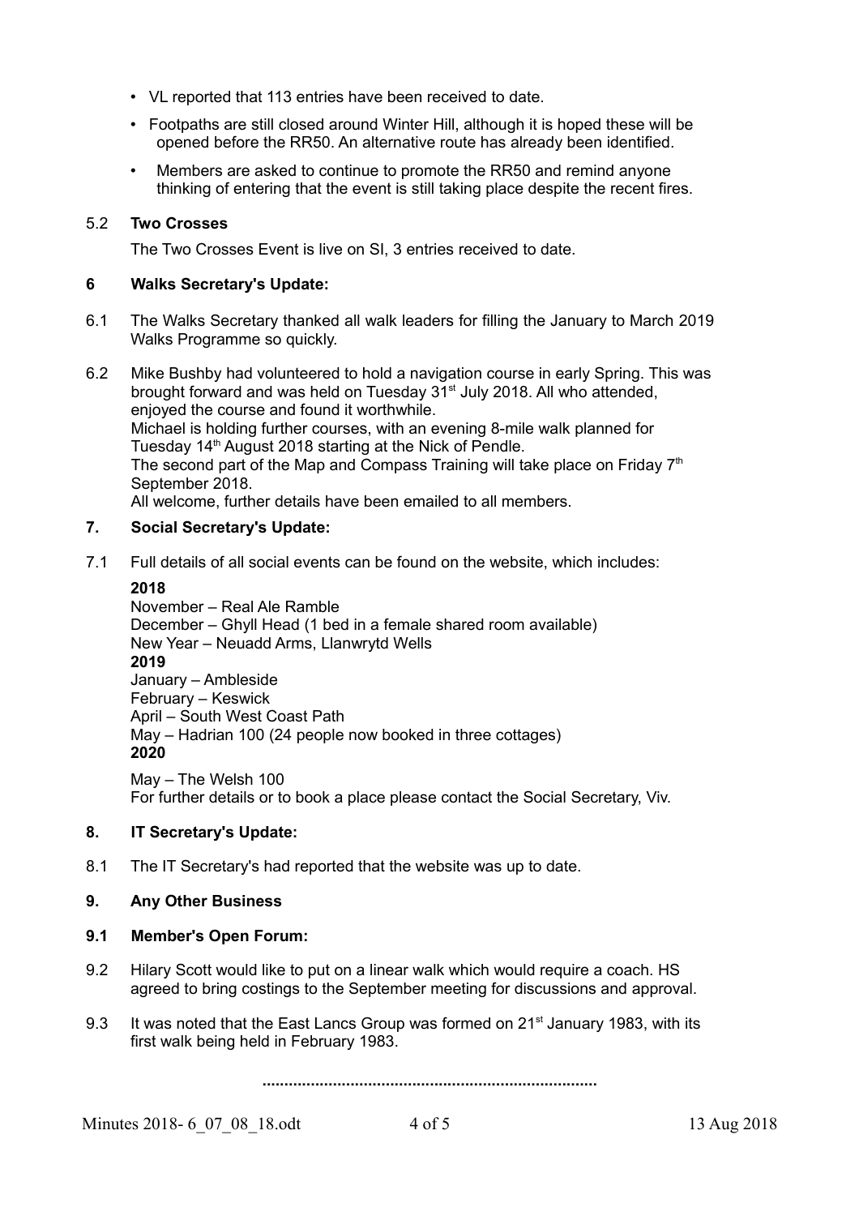- VL reported that 113 entries have been received to date.
- Footpaths are still closed around Winter Hill, although it is hoped these will be opened before the RR50. An alternative route has already been identified.
- Members are asked to continue to promote the RR50 and remind anyone thinking of entering that the event is still taking place despite the recent fires.

5.2 **Two Crosses**

The Two Crosses Event is live on SI, 3 entries received to date.

**6 Walks Secretary's Update:**

6.1 The Walks Secretary thanked all walk leaders for filling the January to March 2019 Walks Programme so quickly.

6.2 Mike Bushby had volunteered to hold a navigation course in early Spring. This was brought forward and was held on Tuesday 31st July 2018. All who attended, enjoyed the course and found it worthwhile.
Michael is holding further courses, with an evening 8-mile walk planned for Tuesday 14th August 2018 starting at the Nick of Pendle.
The second part of the Map and Compass Training will take place on Friday 7th September 2018.
All welcome, further details have been emailed to all members.

**7. Social Secretary's Update:**

7.1 Full details of all social events can be found on the website, which includes:

**2018**
November – Real Ale Ramble
December – Ghyll Head (1 bed in a female shared room available)
New Year – Neuadd Arms, Llanwrytd Wells
**2019**
January – Ambleside
February – Keswick
April – South West Coast Path
May – Hadrian 100 (24 people now booked in three cottages)
**2020**

May – The Welsh 100
For further details or to book a place please contact the Social Secretary, Viv.

**8. IT Secretary's Update:**

8.1 The IT Secretary's had reported that the website was up to date.

**9. Any Other Business**

**9.1 Member's Open Forum:**

9.2 Hilary Scott would like to put on a linear walk which would require a coach. HS agreed to bring costings to the September meeting for discussions and approval.

9.3 It was noted that the East Lancs Group was formed on 21st January 1983, with its first walk being held in February 1983.

..........................................................................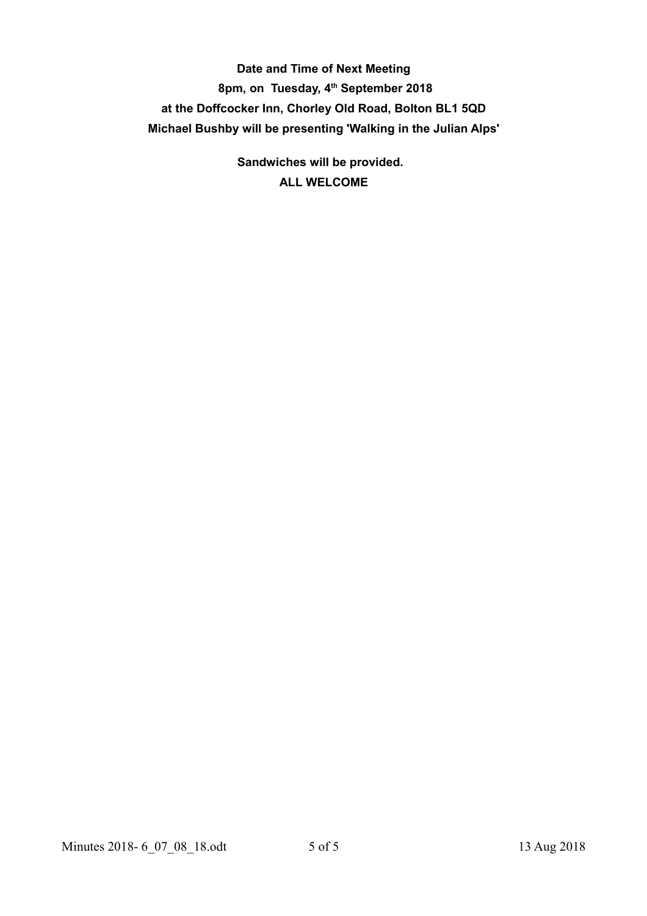**Date and Time of Next Meeting**

**8pm, on Tuesday, 4th September 2018**

**at the Doffcocker Inn, Chorley Old Road, Bolton BL1 5QD**

**Michael Bushby will be presenting 'Walking in the Julian Alps'**

**Sandwiches will be provided.**

**ALL WELCOME**